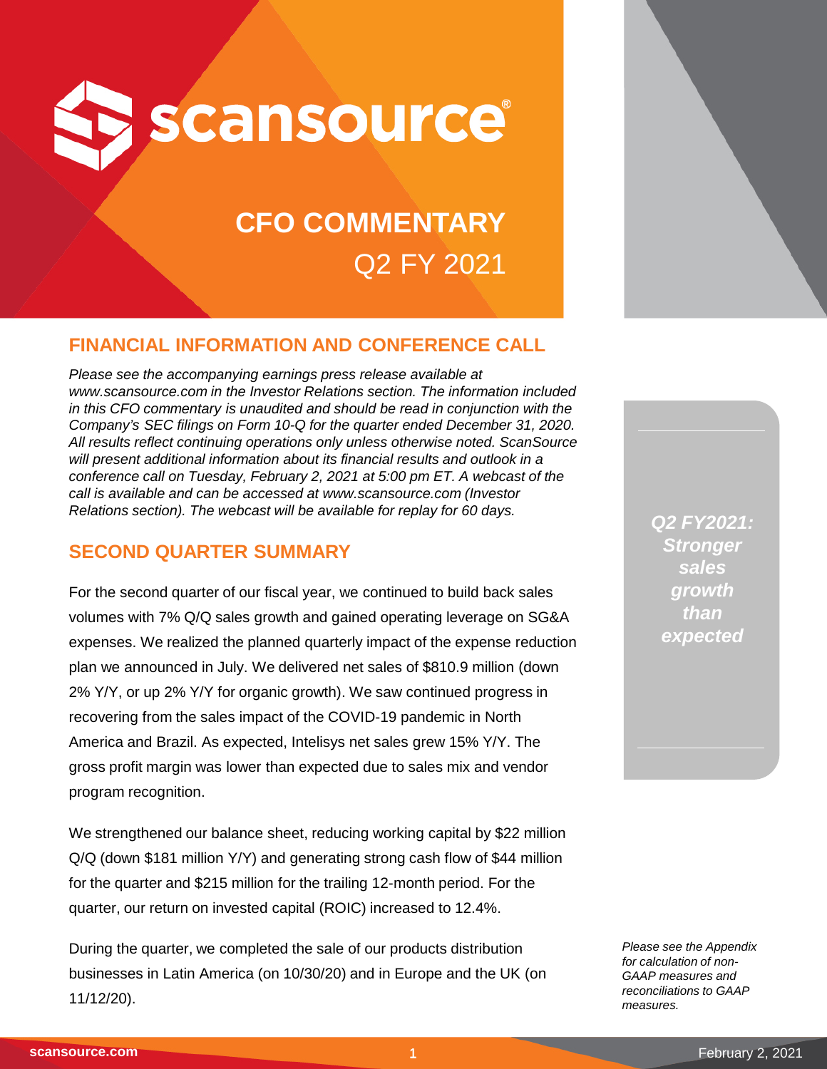# scansource®

# CFO COMMENTARY
## Q2 FY 2021

## FINANCIAL INFORMATION AND CONFERENCE CALL

*Please see the accompanying earnings press release available at www.scansource.com in the Investor Relations section. The information included in this CFO commentary is unaudited and should be read in conjunction with the Company's SEC filings on Form 10-Q for the quarter ended December 31, 2020. All results reflect continuing operations only unless otherwise noted. ScanSource will present additional information about its financial results and outlook in a conference call on Tuesday, February 2, 2021 at 5:00 pm ET. A webcast of the call is available and can be accessed at www.scansource.com (Investor Relations section). The webcast will be available for replay for 60 days.*

## SECOND QUARTER SUMMARY

For the second quarter of our fiscal year, we continued to build back sales volumes with 7% Q/Q sales growth and gained operating leverage on SG&A expenses. We realized the planned quarterly impact of the expense reduction plan we announced in July. We delivered net sales of $810.9 million (down 2% Y/Y, or up 2% Y/Y for organic growth). We saw continued progress in recovering from the sales impact of the COVID-19 pandemic in North America and Brazil. As expected, Intelisys net sales grew 15% Y/Y. The gross profit margin was lower than expected due to sales mix and vendor program recognition.

We strengthened our balance sheet, reducing working capital by $22 million Q/Q (down $181 million Y/Y) and generating strong cash flow of $44 million for the quarter and $215 million for the trailing 12-month period. For the quarter, our return on invested capital (ROIC) increased to 12.4%.

During the quarter, we completed the sale of our products distribution businesses in Latin America (on 10/30/20) and in Europe and the UK (on 11/12/20).

***Q2 FY2021: Stronger sales growth than expected***

*Please see the Appendix for calculation of non-GAAP measures and reconciliations to GAAP measures.*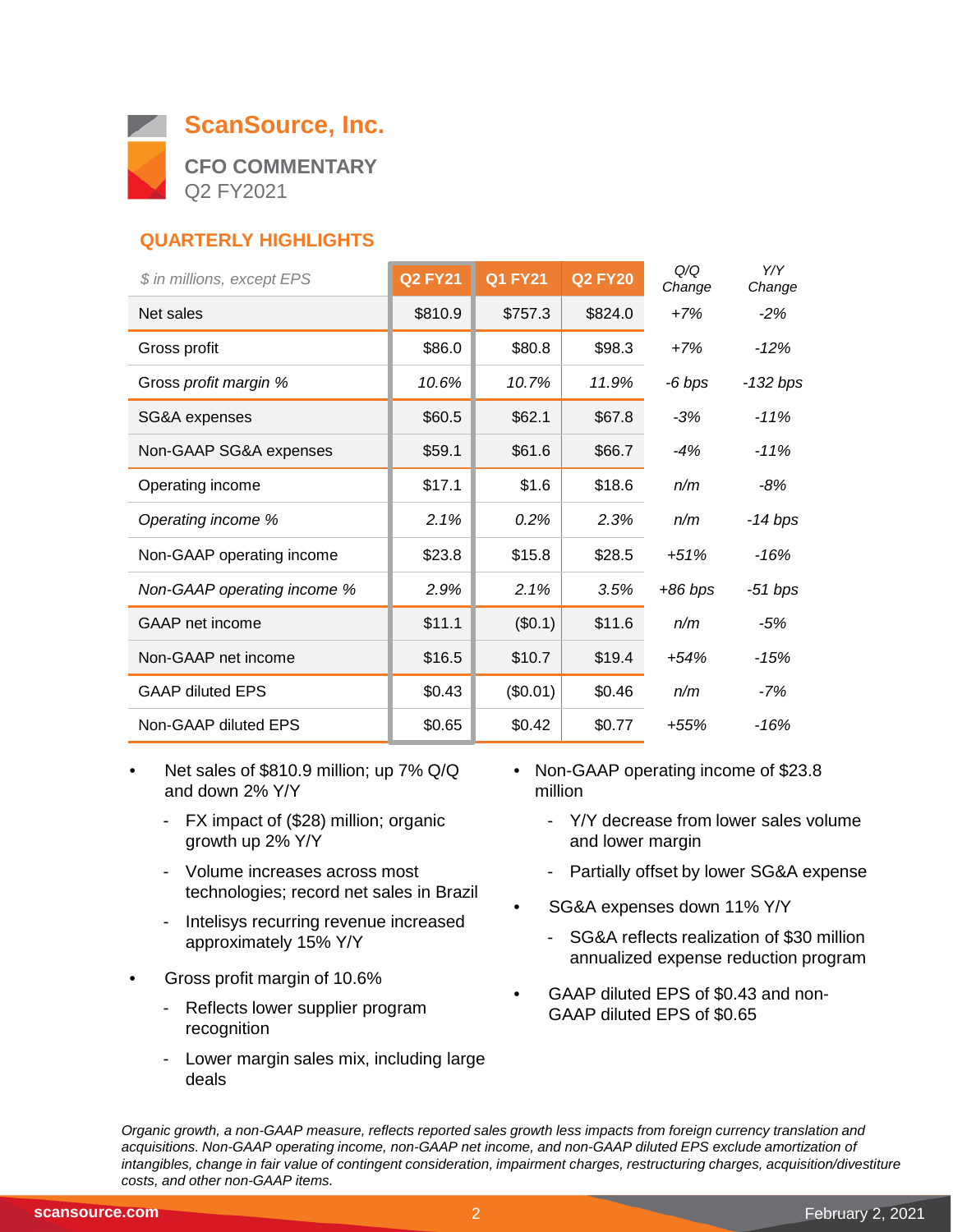# ScanSource, Inc.

## CFO COMMENTARY

Q2 FY2021

## QUARTERLY HIGHLIGHTS

| *$ in millions, except EPS* | Q2 FY21 | Q1 FY21 | Q2 FY20 | *Q/Q Change* | *Y/Y Change* |
|---|---|---|---|---|---|
| Net sales | $810.9 | $757.3 | $824.0 | *+7%* | *-2%* |
| Gross profit | $86.0 | $80.8 | $98.3 | *+7%* | *-12%* |
| Gross *profit margin %* | *10.6%* | *10.7%* | *11.9%* | *-6 bps* | *-132 bps* |
| SG&A expenses | $60.5 | $62.1 | $67.8 | *-3%* | *-11%* |
| Non-GAAP SG&A expenses | $59.1 | $61.6 | $66.7 | *-4%* | *-11%* |
| Operating income | $17.1 | $1.6 | $18.6 | *n/m* | *-8%* |
| *Operating income %* | *2.1%* | *0.2%* | *2.3%* | *n/m* | *-14 bps* |
| Non-GAAP operating income | $23.8 | $15.8 | $28.5 | *+51%* | *-16%* |
| *Non-GAAP operating income %* | *2.9%* | *2.1%* | *3.5%* | *+86 bps* | *-51 bps* |
| GAAP net income | $11.1 | ($0.1) | $11.6 | *n/m* | *-5%* |
| Non-GAAP net income | $16.5 | $10.7 | $19.4 | *+54%* | *-15%* |
| GAAP diluted EPS | $0.43 | ($0.01) | $0.46 | *n/m* | *-7%* |
| Non-GAAP diluted EPS | $0.65 | $0.42 | $0.77 | *+55%* | *-16%* |

- Net sales of $810.9 million; up 7% Q/Q and down 2% Y/Y
  - FX impact of ($28) million; organic growth up 2% Y/Y
  - Volume increases across most technologies; record net sales in Brazil
  - Intelisys recurring revenue increased approximately 15% Y/Y
- Gross profit margin of 10.6%
  - Reflects lower supplier program recognition
  - Lower margin sales mix, including large deals
- Non-GAAP operating income of $23.8 million
  - Y/Y decrease from lower sales volume and lower margin
  - Partially offset by lower SG&A expense
- SG&A expenses down 11% Y/Y
  - SG&A reflects realization of $30 million annualized expense reduction program
- GAAP diluted EPS of $0.43 and non-GAAP diluted EPS of $0.65

*Organic growth, a non-GAAP measure, reflects reported sales growth less impacts from foreign currency translation and acquisitions. Non-GAAP operating income, non-GAAP net income, and non-GAAP diluted EPS exclude amortization of intangibles, change in fair value of contingent consideration, impairment charges, restructuring charges, acquisition/divestiture costs, and other non-GAAP items.*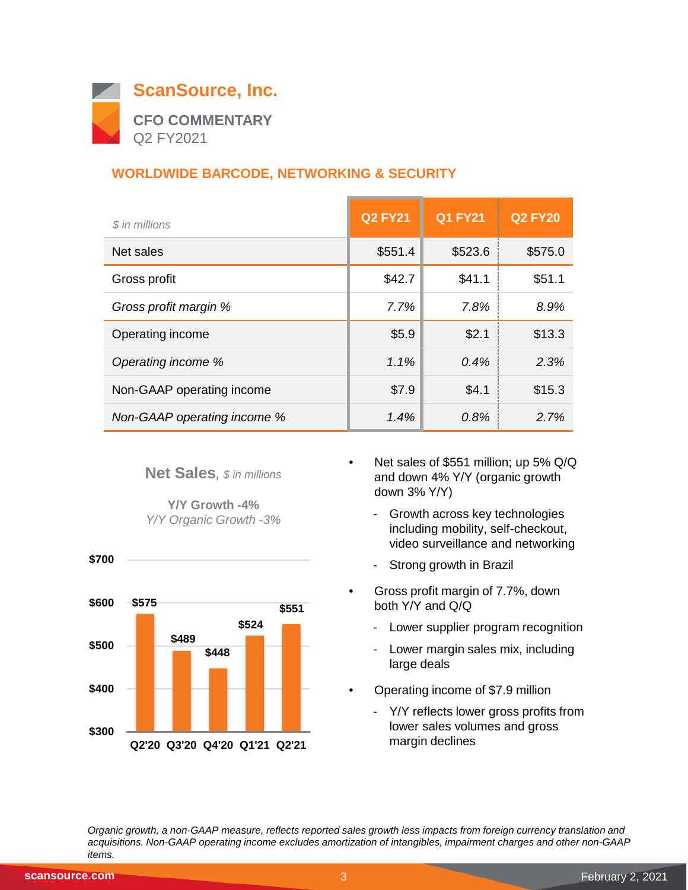# ScanSource, Inc.

**CFO COMMENTARY**
Q2 FY2021

## WORLDWIDE BARCODE, NETWORKING & SECURITY

| *$ in millions* | Q2 FY21 | Q1 FY21 | Q2 FY20 |
|---|---|---|---|
| Net sales | $551.4 | $523.6 | $575.0 |
| Gross profit | $42.7 | $41.1 | $51.1 |
| *Gross profit margin %* | *7.7%* | *7.8%* | *8.9%* |
| Operating income | $5.9 | $2.1 | $13.3 |
| *Operating income %* | *1.1%* | *0.4%* | *2.3%* |
| Non-GAAP operating income | $7.9 | $4.1 | $15.3 |
| *Non-GAAP operating income %* | *1.4%* | *0.8%* | *2.7%* |

**Net Sales**, *$ in millions*

**Y/Y Growth -4%**
*Y/Y Organic Growth -3%*

| | Q2'20 | Q3'20 | Q4'20 | Q1'21 | Q2'21 |
|---|---|---|---|---|---|
| Net Sales | $575 | $489 | $448 | $524 | $551 |

- Net sales of $551 million; up 5% Q/Q and down 4% Y/Y (organic growth down 3% Y/Y)
  - Growth across key technologies including mobility, self-checkout, video surveillance and networking
  - Strong growth in Brazil
- Gross profit margin of 7.7%, down both Y/Y and Q/Q
  - Lower supplier program recognition
  - Lower margin sales mix, including large deals
- Operating income of $7.9 million
  - Y/Y reflects lower gross profits from lower sales volumes and gross margin declines

*Organic growth, a non-GAAP measure, reflects reported sales growth less impacts from foreign currency translation and acquisitions. Non-GAAP operating income excludes amortization of intangibles, impairment charges and other non-GAAP items.*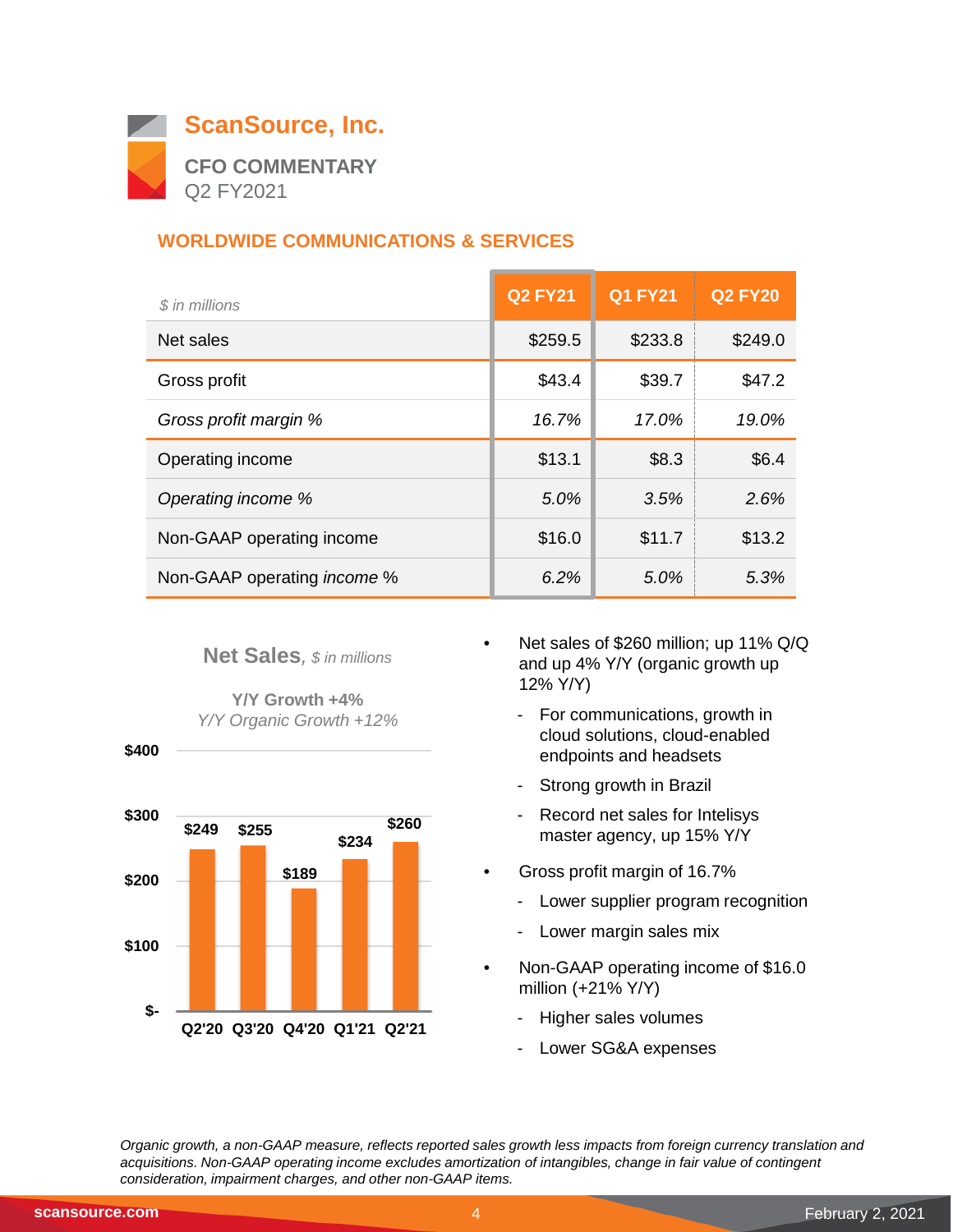# ScanSource, Inc.

**CFO COMMENTARY**
Q2 FY2021

## WORLDWIDE COMMUNICATIONS & SERVICES

| *$ in millions* | Q2 FY21 | Q1 FY21 | Q2 FY20 |
|---|---|---|---|
| Net sales | $259.5 | $233.8 | $249.0 |
| Gross profit | $43.4 | $39.7 | $47.2 |
| *Gross profit margin %* | *16.7%* | *17.0%* | *19.0%* |
| Operating income | $13.1 | $8.3 | $6.4 |
| *Operating income %* | *5.0%* | *3.5%* | *2.6%* |
| Non-GAAP operating income | $16.0 | $11.7 | $13.2 |
| Non-GAAP operating *income* % | *6.2%* | *5.0%* | *5.3%* |

**Net Sales**, *$ in millions*

**Y/Y Growth +4%**
*Y/Y Organic Growth +12%*

| Quarter | Net Sales |
|---|---|
| Q2'20 | $249 |
| Q3'20 | $255 |
| Q4'20 | $189 |
| Q1'21 | $234 |
| Q2'21 | $260 |

- Net sales of $260 million; up 11% Q/Q and up 4% Y/Y (organic growth up 12% Y/Y)
  - For communications, growth in cloud solutions, cloud-enabled endpoints and headsets
  - Strong growth in Brazil
  - Record net sales for Intelisys master agency, up 15% Y/Y
- Gross profit margin of 16.7%
  - Lower supplier program recognition
  - Lower margin sales mix
- Non-GAAP operating income of $16.0 million (+21% Y/Y)
  - Higher sales volumes
  - Lower SG&A expenses

*Organic growth, a non-GAAP measure, reflects reported sales growth less impacts from foreign currency translation and acquisitions. Non-GAAP operating income excludes amortization of intangibles, change in fair value of contingent consideration, impairment charges, and other non-GAAP items.*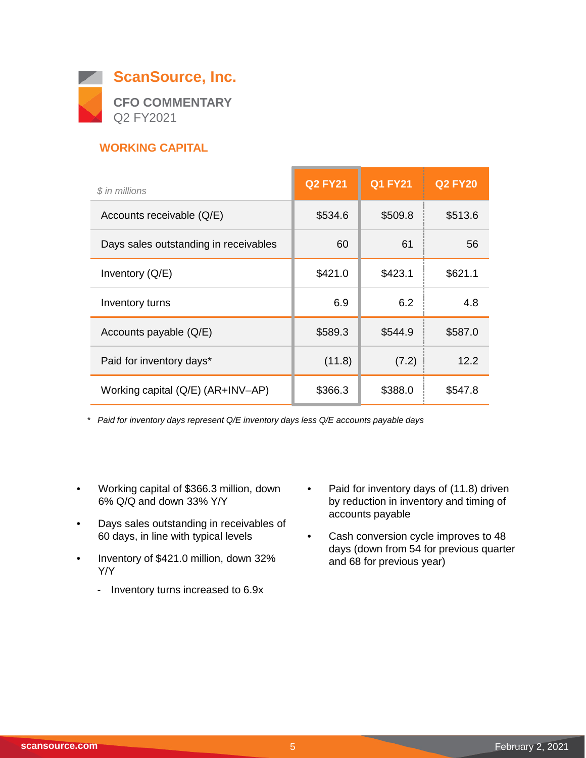# ScanSource, Inc.

**CFO COMMENTARY**
Q2 FY2021

## WORKING CAPITAL

| *$ in millions* | Q2 FY21 | Q1 FY21 | Q2 FY20 |
|---|---|---|---|
| Accounts receivable (Q/E) | $534.6 | $509.8 | $513.6 |
| Days sales outstanding in receivables | 60 | 61 | 56 |
| Inventory (Q/E) | $421.0 | $423.1 | $621.1 |
| Inventory turns | 6.9 | 6.2 | 4.8 |
| Accounts payable (Q/E) | $589.3 | $544.9 | $587.0 |
| Paid for inventory days* | (11.8) | (7.2) | 12.2 |
| Working capital (Q/E) (AR+INV–AP) | $366.3 | $388.0 | $547.8 |

\* *Paid for inventory days represent Q/E inventory days less Q/E accounts payable days*

- Working capital of $366.3 million, down 6% Q/Q and down 33% Y/Y
- Days sales outstanding in receivables of 60 days, in line with typical levels
- Inventory of $421.0 million, down 32% Y/Y
  - Inventory turns increased to 6.9x
- Paid for inventory days of (11.8) driven by reduction in inventory and timing of accounts payable
- Cash conversion cycle improves to 48 days (down from 54 for previous quarter and 68 for previous year)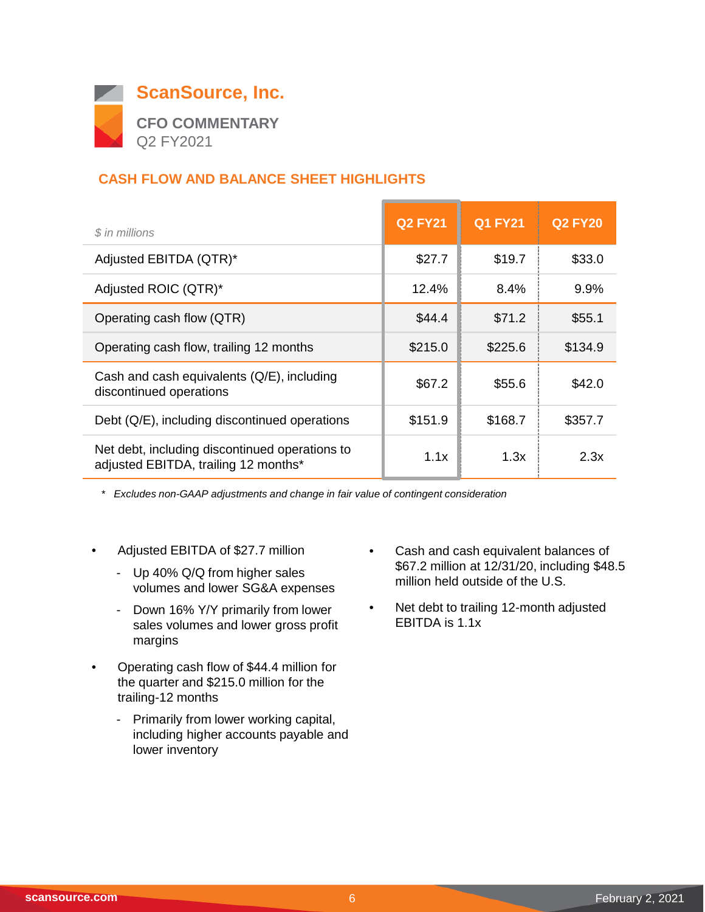# ScanSource, Inc.

## CFO COMMENTARY

Q2 FY2021

### CASH FLOW AND BALANCE SHEET HIGHLIGHTS

| *$ in millions* | Q2 FY21 | Q1 FY21 | Q2 FY20 |
|---|---|---|---|
| Adjusted EBITDA (QTR)* | $27.7 | $19.7 | $33.0 |
| Adjusted ROIC (QTR)* | 12.4% | 8.4% | 9.9% |
| Operating cash flow (QTR) | $44.4 | $71.2 | $55.1 |
| Operating cash flow, trailing 12 months | $215.0 | $225.6 | $134.9 |
| Cash and cash equivalents (Q/E), including discontinued operations | $67.2 | $55.6 | $42.0 |
| Debt (Q/E), including discontinued operations | $151.9 | $168.7 | $357.7 |
| Net debt, including discontinued operations to adjusted EBITDA, trailing 12 months* | 1.1x | 1.3x | 2.3x |

* *Excludes non-GAAP adjustments and change in fair value of contingent consideration*

- Adjusted EBITDA of $27.7 million
  - Up 40% Q/Q from higher sales volumes and lower SG&A expenses
  - Down 16% Y/Y primarily from lower sales volumes and lower gross profit margins
- Operating cash flow of $44.4 million for the quarter and $215.0 million for the trailing-12 months
  - Primarily from lower working capital, including higher accounts payable and lower inventory
- Cash and cash equivalent balances of $67.2 million at 12/31/20, including $48.5 million held outside of the U.S.
- Net debt to trailing 12-month adjusted EBITDA is 1.1x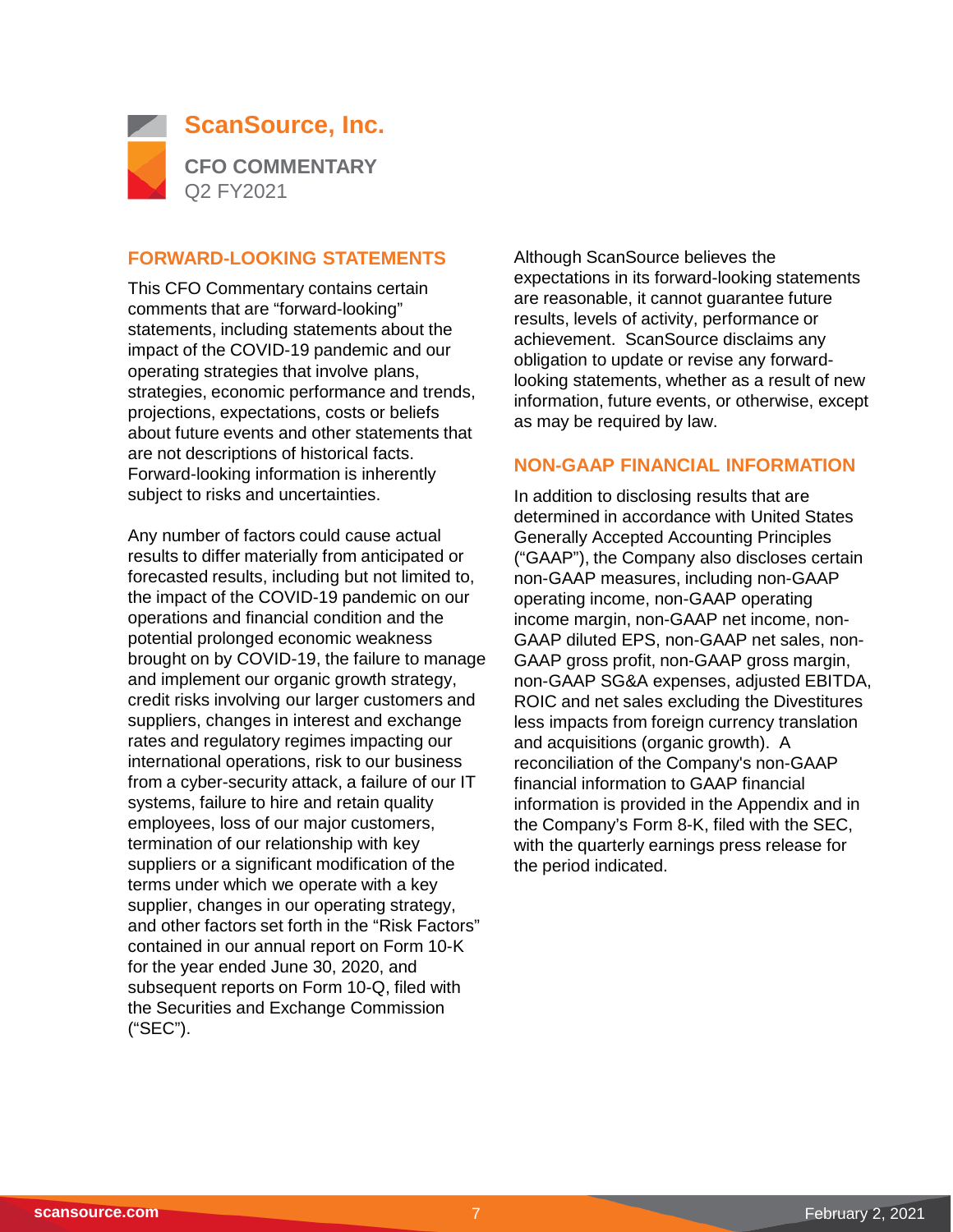# ScanSource, Inc.

**CFO COMMENTARY**
Q2 FY2021

## FORWARD-LOOKING STATEMENTS

This CFO Commentary contains certain comments that are "forward-looking" statements, including statements about the impact of the COVID-19 pandemic and our operating strategies that involve plans, strategies, economic performance and trends, projections, expectations, costs or beliefs about future events and other statements that are not descriptions of historical facts. Forward-looking information is inherently subject to risks and uncertainties.

Any number of factors could cause actual results to differ materially from anticipated or forecasted results, including but not limited to, the impact of the COVID-19 pandemic on our operations and financial condition and the potential prolonged economic weakness brought on by COVID-19, the failure to manage and implement our organic growth strategy, credit risks involving our larger customers and suppliers, changes in interest and exchange rates and regulatory regimes impacting our international operations, risk to our business from a cyber-security attack, a failure of our IT systems, failure to hire and retain quality employees, loss of our major customers, termination of our relationship with key suppliers or a significant modification of the terms under which we operate with a key supplier, changes in our operating strategy, and other factors set forth in the "Risk Factors" contained in our annual report on Form 10-K for the year ended June 30, 2020, and subsequent reports on Form 10-Q, filed with the Securities and Exchange Commission ("SEC").

Although ScanSource believes the expectations in its forward-looking statements are reasonable, it cannot guarantee future results, levels of activity, performance or achievement. ScanSource disclaims any obligation to update or revise any forward-looking statements, whether as a result of new information, future events, or otherwise, except as may be required by law.

## NON-GAAP FINANCIAL INFORMATION

In addition to disclosing results that are determined in accordance with United States Generally Accepted Accounting Principles ("GAAP"), the Company also discloses certain non-GAAP measures, including non-GAAP operating income, non-GAAP operating income margin, non-GAAP net income, non-GAAP diluted EPS, non-GAAP net sales, non-GAAP gross profit, non-GAAP gross margin, non-GAAP SG&A expenses, adjusted EBITDA, ROIC and net sales excluding the Divestitures less impacts from foreign currency translation and acquisitions (organic growth). A reconciliation of the Company's non-GAAP financial information to GAAP financial information is provided in the Appendix and in the Company's Form 8-K, filed with the SEC, with the quarterly earnings press release for the period indicated.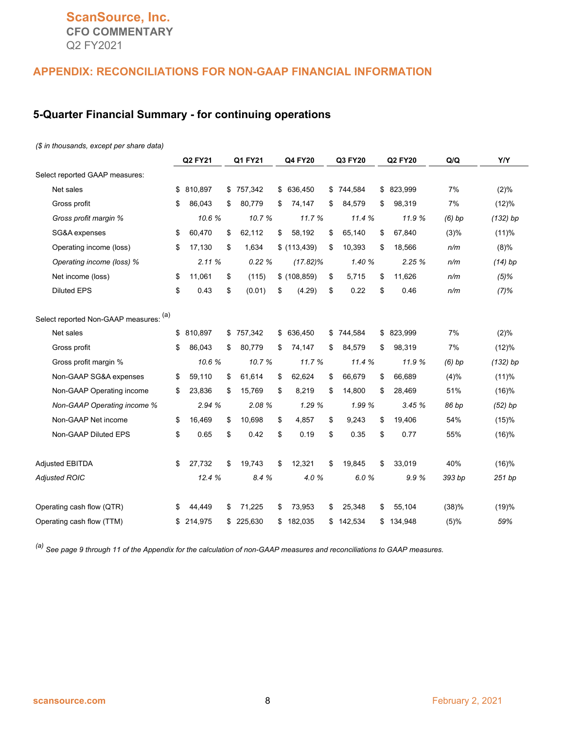## APPENDIX: RECONCILIATIONS FOR NON-GAAP FINANCIAL INFORMATION

### 5-Quarter Financial Summary - for continuing operations

*($ in thousands, except per share data)*

| | Q2 FY21 | Q1 FY21 | Q4 FY20 | Q3 FY20 | Q2 FY20 | Q/Q | Y/Y |
|---|---|---|---|---|---|---|---|
| Select reported GAAP measures: | | | | | | | |
| Net sales | $ 810,897 | $ 757,342 | $ 636,450 | $ 744,584 | $ 823,999 | 7% | (2)% |
| Gross profit | $ 86,043 | $ 80,779 | $ 74,147 | $ 84,579 | $ 98,319 | 7% | (12)% |
| *Gross profit margin %* | *10.6 %* | *10.7 %* | *11.7 %* | *11.4 %* | *11.9 %* | *(6) bp* | *(132) bp* |
| SG&A expenses | $ 60,470 | $ 62,112 | $ 58,192 | $ 65,140 | $ 67,840 | (3)% | (11)% |
| Operating income (loss) | $ 17,130 | $ 1,634 | $ (113,439) | $ 10,393 | $ 18,566 | *n/m* | (8)% |
| *Operating income (loss) %* | *2.11 %* | *0.22 %* | *(17.82)%* | *1.40 %* | *2.25 %* | *n/m* | *(14) bp* |
| Net income (loss) | $ 11,061 | $ (115) | $ (108,859) | $ 5,715 | $ 11,626 | *n/m* | (5)% |
| Diluted EPS | $ 0.43 | $ (0.01) | $ (4.29) | $ 0.22 | $ 0.46 | *n/m* | (7)% |
| | | | | | | | |
| Select reported Non-GAAP measures: [(a)] | | | | | | | |
| Net sales | $ 810,897 | $ 757,342 | $ 636,450 | $ 744,584 | $ 823,999 | 7% | (2)% |
| Gross profit | $ 86,043 | $ 80,779 | $ 74,147 | $ 84,579 | $ 98,319 | 7% | (12)% |
| Gross profit margin % | *10.6 %* | *10.7 %* | *11.7 %* | *11.4 %* | *11.9 %* | *(6) bp* | *(132) bp* |
| Non-GAAP SG&A expenses | $ 59,110 | $ 61,614 | $ 62,624 | $ 66,679 | $ 66,689 | (4)% | (11)% |
| Non-GAAP Operating income | $ 23,836 | $ 15,769 | $ 8,219 | $ 14,800 | $ 28,469 | 51% | (16)% |
| *Non-GAAP Operating income %* | *2.94 %* | *2.08 %* | *1.29 %* | *1.99 %* | *3.45 %* | *86 bp* | *(52) bp* |
| Non-GAAP Net income | $ 16,469 | $ 10,698 | $ 4,857 | $ 9,243 | $ 19,406 | 54% | (15)% |
| Non-GAAP Diluted EPS | $ 0.65 | $ 0.42 | $ 0.19 | $ 0.35 | $ 0.77 | 55% | (16)% |
| | | | | | | | |
| Adjusted EBITDA | $ 27,732 | $ 19,743 | $ 12,321 | $ 19,845 | $ 33,019 | 40% | (16)% |
| *Adjusted ROIC* | *12.4 %* | *8.4 %* | *4.0 %* | *6.0 %* | *9.9 %* | *393 bp* | *251 bp* |
| | | | | | | | |
| Operating cash flow (QTR) | $ 44,449 | $ 71,225 | $ 73,953 | $ 25,348 | $ 55,104 | (38)% | (19)% |
| Operating cash flow (TTM) | $ 214,975 | $ 225,630 | $ 182,035 | $ 142,534 | $ 134,948 | (5)% | *59%* |

[(a)] *See page 9 through 11 of the Appendix for the calculation of non-GAAP measures and reconciliations to GAAP measures.*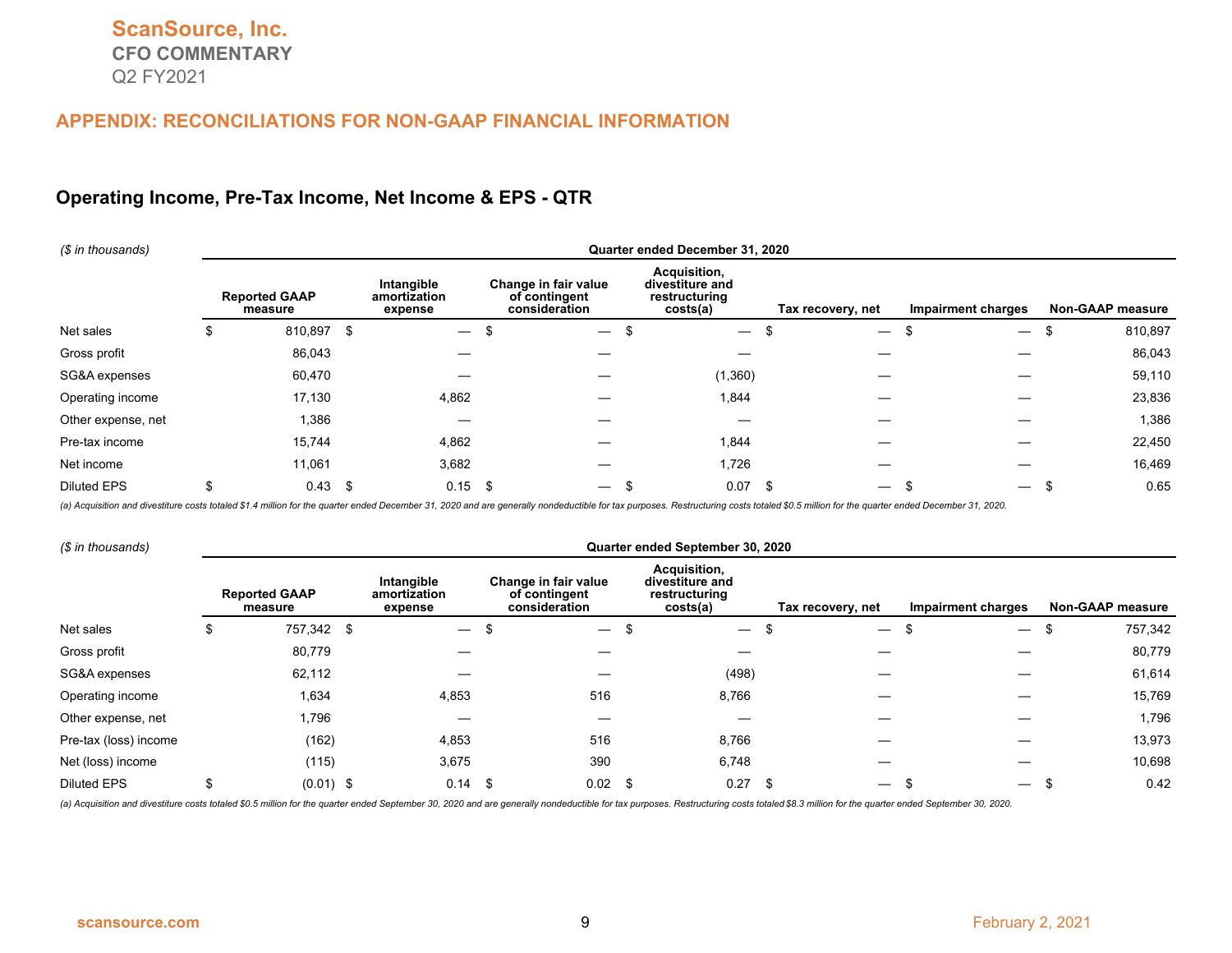ScanSource, Inc.
CFO COMMENTARY
Q2 FY2021

## APPENDIX: RECONCILIATIONS FOR NON-GAAP FINANCIAL INFORMATION

### Operating Income, Pre-Tax Income, Net Income & EPS - QTR

| *($ in thousands)* | Quarter ended December 31, 2020 | | | | | | |
|---|---|---|---|---|---|---|---|
| | Reported GAAP measure | Intangible amortization expense | Change in fair value of contingent consideration | Acquisition, divestiture and restructuring costs(a) | Tax recovery, net | Impairment charges | Non-GAAP measure |
| Net sales | $ 810,897 | $ — | $ — | $ — | $ — | $ — | $ 810,897 |
| Gross profit | 86,043 | — | — | — | — | — | 86,043 |
| SG&A expenses | 60,470 | — | — | (1,360) | — | — | 59,110 |
| Operating income | 17,130 | 4,862 | — | 1,844 | — | — | 23,836 |
| Other expense, net | 1,386 | — | — | — | — | — | 1,386 |
| Pre-tax income | 15,744 | 4,862 | — | 1,844 | — | — | 22,450 |
| Net income | 11,061 | 3,682 | — | 1,726 | — | — | 16,469 |
| Diluted EPS | $ 0.43 | $ 0.15 | $ — | $ 0.07 | $ — | $ — | $ 0.65 |

*(a) Acquisition and divestiture costs totaled $1.4 million for the quarter ended December 31, 2020 and are generally nondeductible for tax purposes. Restructuring costs totaled $0.5 million for the quarter ended December 31, 2020.*

| *($ in thousands)* | Quarter ended September 30, 2020 | | | | | | |
|---|---|---|---|---|---|---|---|
| | Reported GAAP measure | Intangible amortization expense | Change in fair value of contingent consideration | Acquisition, divestiture and restructuring costs(a) | Tax recovery, net | Impairment charges | Non-GAAP measure |
| Net sales | $ 757,342 | $ — | $ — | $ — | $ — | $ — | $ 757,342 |
| Gross profit | 80,779 | — | — | — | — | — | 80,779 |
| SG&A expenses | 62,112 | — | — | (498) | — | — | 61,614 |
| Operating income | 1,634 | 4,853 | 516 | 8,766 | — | — | 15,769 |
| Other expense, net | 1,796 | — | — | — | — | — | 1,796 |
| Pre-tax (loss) income | (162) | 4,853 | 516 | 8,766 | — | — | 13,973 |
| Net (loss) income | (115) | 3,675 | 390 | 6,748 | — | — | 10,698 |
| Diluted EPS | $ (0.01) | $ 0.14 | $ 0.02 | $ 0.27 | $ — | $ — | $ 0.42 |

*(a) Acquisition and divestiture costs totaled $0.5 million for the quarter ended September 30, 2020 and are generally nondeductible for tax purposes. Restructuring costs totaled $8.3 million for the quarter ended September 30, 2020.*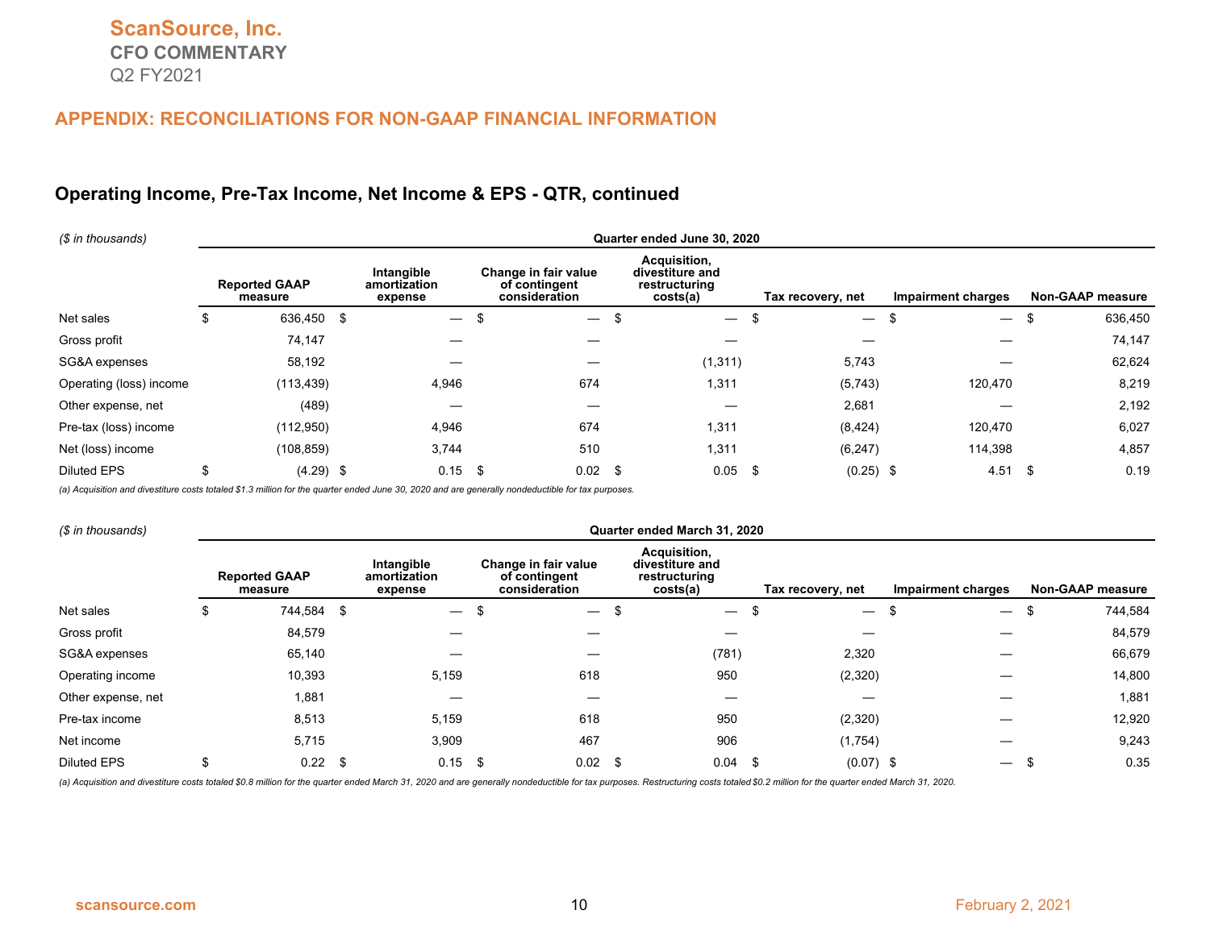## APPENDIX: RECONCILIATIONS FOR NON-GAAP FINANCIAL INFORMATION

### Operating Income, Pre-Tax Income, Net Income & EPS - QTR, continued

| ($ in thousands) | Quarter ended June 30, 2020 | | | | | | |
|---|---|---|---|---|---|---|---|
| | Reported GAAP measure | Intangible amortization expense | Change in fair value of contingent consideration | Acquisition, divestiture and restructuring costs(a) | Tax recovery, net | Impairment charges | Non-GAAP measure |
| Net sales | $ 636,450 | $ — | $ — | $ — | $ — | $ — | $ 636,450 |
| Gross profit | 74,147 | — | — | — | — | — | 74,147 |
| SG&A expenses | 58,192 | — | — | (1,311) | 5,743 | — | 62,624 |
| Operating (loss) income | (113,439) | 4,946 | 674 | 1,311 | (5,743) | 120,470 | 8,219 |
| Other expense, net | (489) | — | — | — | 2,681 | — | 2,192 |
| Pre-tax (loss) income | (112,950) | 4,946 | 674 | 1,311 | (8,424) | 120,470 | 6,027 |
| Net (loss) income | (108,859) | 3,744 | 510 | 1,311 | (6,247) | 114,398 | 4,857 |
| Diluted EPS | $ (4.29) | $ 0.15 | $ 0.02 | $ 0.05 | $ (0.25) | $ 4.51 | $ 0.19 |

*(a) Acquisition and divestiture costs totaled $1.3 million for the quarter ended June 30, 2020 and are generally nondeductible for tax purposes.*

| ($ in thousands) | Quarter ended March 31, 2020 | | | | | | |
|---|---|---|---|---|---|---|---|
| | Reported GAAP measure | Intangible amortization expense | Change in fair value of contingent consideration | Acquisition, divestiture and restructuring costs(a) | Tax recovery, net | Impairment charges | Non-GAAP measure |
| Net sales | $ 744,584 | $ — | $ — | $ — | $ — | $ — | $ 744,584 |
| Gross profit | 84,579 | — | — | — | — | — | 84,579 |
| SG&A expenses | 65,140 | — | — | (781) | 2,320 | — | 66,679 |
| Operating income | 10,393 | 5,159 | 618 | 950 | (2,320) | — | 14,800 |
| Other expense, net | 1,881 | — | — | — | — | — | 1,881 |
| Pre-tax income | 8,513 | 5,159 | 618 | 950 | (2,320) | — | 12,920 |
| Net income | 5,715 | 3,909 | 467 | 906 | (1,754) | — | 9,243 |
| Diluted EPS | $ 0.22 | $ 0.15 | $ 0.02 | $ 0.04 | $ (0.07) | $ — | $ 0.35 |

*(a) Acquisition and divestiture costs totaled $0.8 million for the quarter ended March 31, 2020 and are generally nondeductible for tax purposes. Restructuring costs totaled $0.2 million for the quarter ended March 31, 2020.*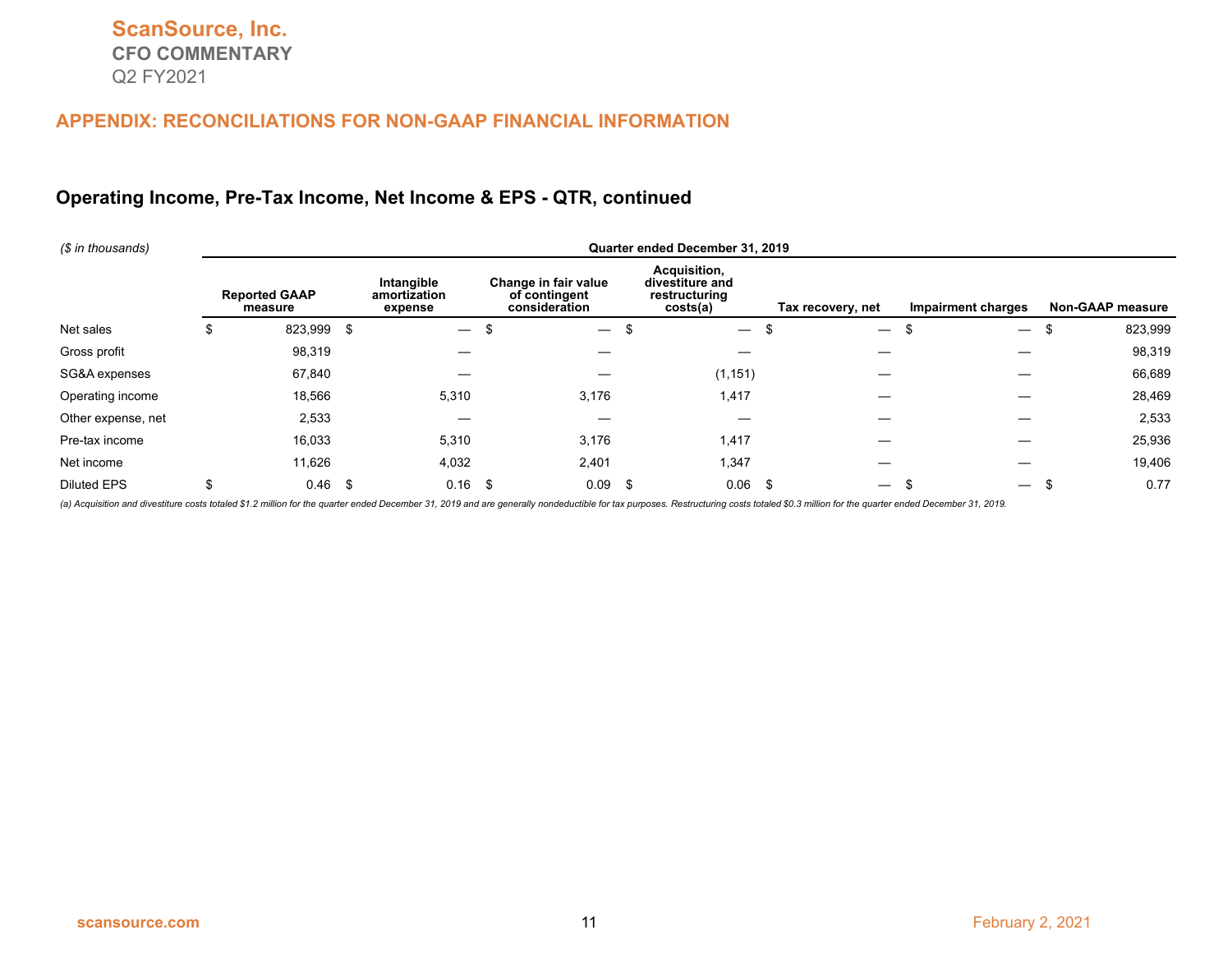**ScanSource, Inc.**
**CFO COMMENTARY**
Q2 FY2021

## APPENDIX: RECONCILIATIONS FOR NON-GAAP FINANCIAL INFORMATION

### Operating Income, Pre-Tax Income, Net Income & EPS - QTR, continued

| *($ in thousands)* | Quarter ended December 31, 2019 | | | | | | |
|---|---|---|---|---|---|---|---|
| | Reported GAAP measure | Intangible amortization expense | Change in fair value of contingent consideration | Acquisition, divestiture and restructuring costs(a) | Tax recovery, net | Impairment charges | Non-GAAP measure |
| Net sales | $ 823,999 | $ — | $ — | $ — | $ — | $ — | $ 823,999 |
| Gross profit | 98,319 | — | — | — | — | — | 98,319 |
| SG&A expenses | 67,840 | — | — | (1,151) | — | — | 66,689 |
| Operating income | 18,566 | 5,310 | 3,176 | 1,417 | — | — | 28,469 |
| Other expense, net | 2,533 | — | — | — | — | — | 2,533 |
| Pre-tax income | 16,033 | 5,310 | 3,176 | 1,417 | — | — | 25,936 |
| Net income | 11,626 | 4,032 | 2,401 | 1,347 | — | — | 19,406 |
| Diluted EPS | $ 0.46 | $ 0.16 | $ 0.09 | $ 0.06 | $ — | $ — | $ 0.77 |

*(a) Acquisition and divestiture costs totaled $1.2 million for the quarter ended December 31, 2019 and are generally nondeductible for tax purposes. Restructuring costs totaled $0.3 million for the quarter ended December 31, 2019.*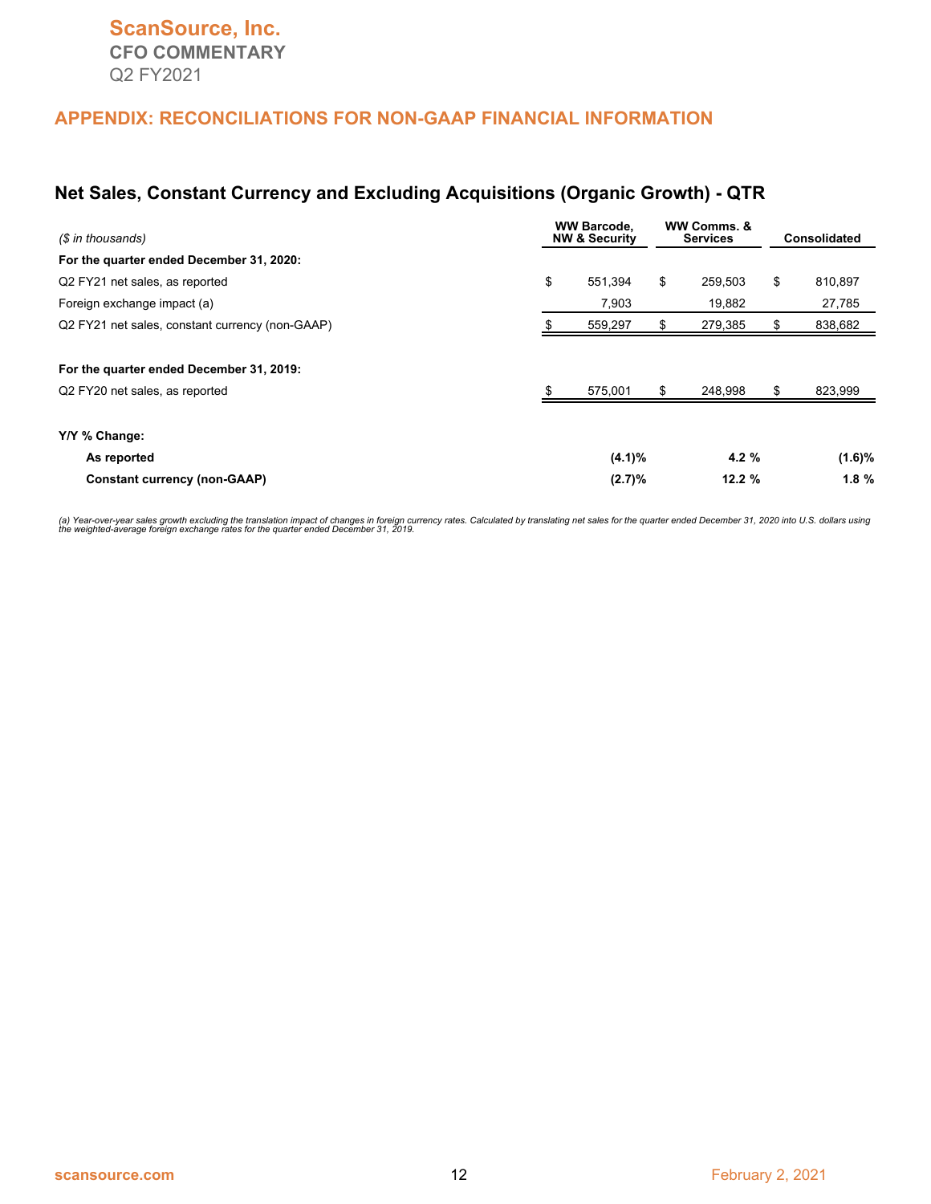# APPENDIX: RECONCILIATIONS FOR NON-GAAP FINANCIAL INFORMATION

## Net Sales, Constant Currency and Excluding Acquisitions (Organic Growth) - QTR

| *($ in thousands)* | WW Barcode, NW & Security | WW Comms. & Services | Consolidated |
|---|---|---|---|
| **For the quarter ended December 31, 2020:** | | | |
| Q2 FY21 net sales, as reported | $ 551,394 | $ 259,503 | $ 810,897 |
| Foreign exchange impact (a) | 7,903 | 19,882 | 27,785 |
| Q2 FY21 net sales, constant currency (non-GAAP) | $ 559,297 | $ 279,385 | $ 838,682 |
| **For the quarter ended December 31, 2019:** | | | |
| Q2 FY20 net sales, as reported | $ 575,001 | $ 248,998 | $ 823,999 |
| **Y/Y % Change:** | | | |
| **As reported** | **(4.1)%** | **4.2 %** | **(1.6)%** |
| **Constant currency (non-GAAP)** | **(2.7)%** | **12.2 %** | **1.8 %** |

*(a) Year-over-year sales growth excluding the translation impact of changes in foreign currency rates. Calculated by translating net sales for the quarter ended December 31, 2020 into U.S. dollars using the weighted-average foreign exchange rates for the quarter ended December 31, 2019.*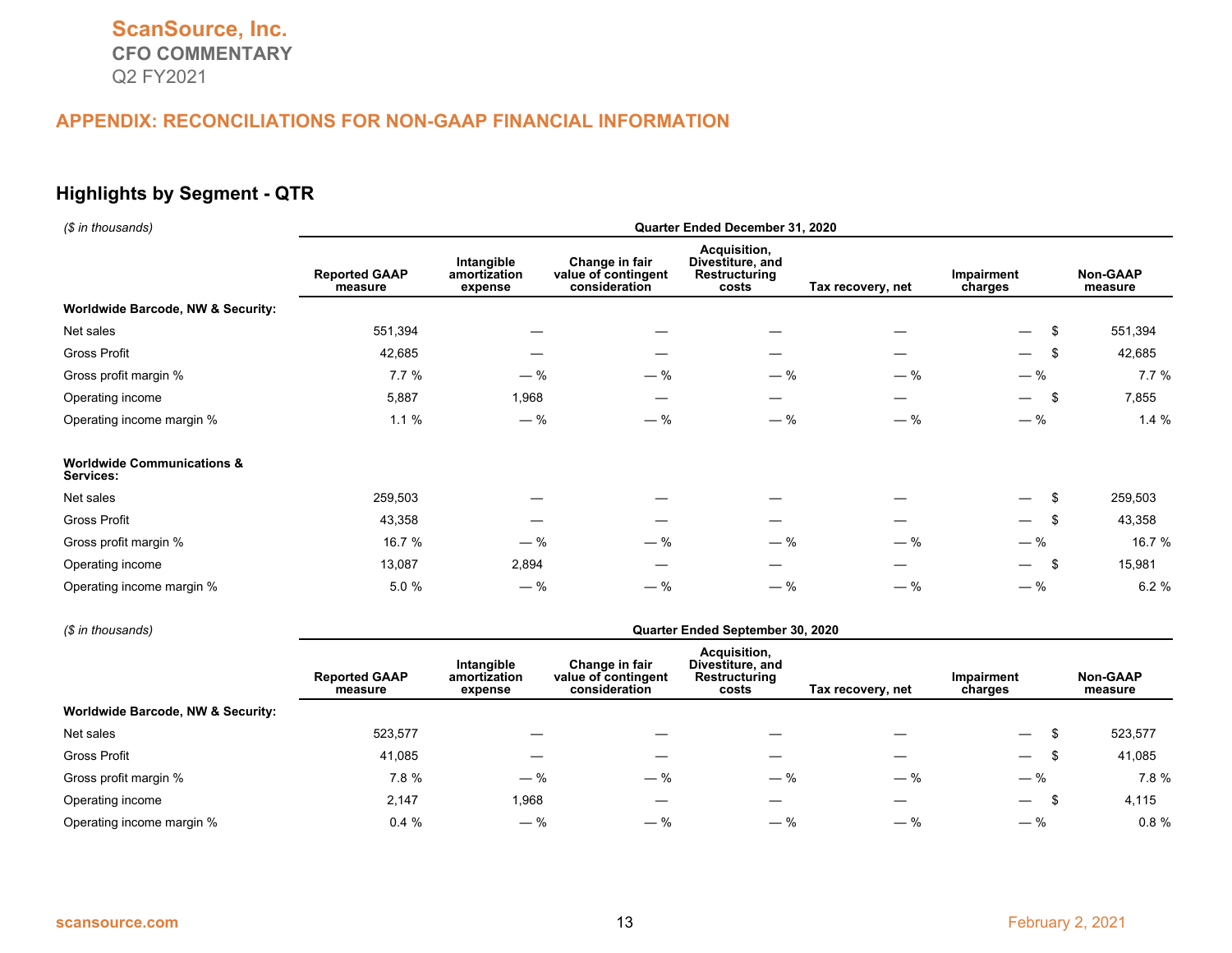# ScanSource, Inc.

**CFO COMMENTARY**

Q2 FY2021

## APPENDIX: RECONCILIATIONS FOR NON-GAAP FINANCIAL INFORMATION

### Highlights by Segment - QTR

| *($ in thousands)* | Quarter Ended December 31, 2020 | | | | | | |
|---|---|---|---|---|---|---|---|
| | Reported GAAP measure | Intangible amortization expense | Change in fair value of contingent consideration | Acquisition, Divestiture, and Restructuring costs | Tax recovery, net | Impairment charges | Non-GAAP measure |
| **Worldwide Barcode, NW & Security:** | | | | | | | |
| Net sales | 551,394 | — | — | — | — | — | $ 551,394 |
| Gross Profit | 42,685 | — | — | — | — | — | $ 42,685 |
| Gross profit margin % | 7.7 % | — % | — % | — % | — % | — % | 7.7 % |
| Operating income | 5,887 | 1,968 | — | — | — | — | $ 7,855 |
| Operating income margin % | 1.1 % | — % | — % | — % | — % | — % | 1.4 % |
| **Worldwide Communications & Services:** | | | | | | | |
| Net sales | 259,503 | — | — | — | — | — | $ 259,503 |
| Gross Profit | 43,358 | — | — | — | — | — | $ 43,358 |
| Gross profit margin % | 16.7 % | — % | — % | — % | — % | — % | 16.7 % |
| Operating income | 13,087 | 2,894 | — | — | — | — | $ 15,981 |
| Operating income margin % | 5.0 % | — % | — % | — % | — % | — % | 6.2 % |

| *($ in thousands)* | Quarter Ended September 30, 2020 | | | | | | |
|---|---|---|---|---|---|---|---|
| | Reported GAAP measure | Intangible amortization expense | Change in fair value of contingent consideration | Acquisition, Divestiture, and Restructuring costs | Tax recovery, net | Impairment charges | Non-GAAP measure |
| **Worldwide Barcode, NW & Security:** | | | | | | | |
| Net sales | 523,577 | — | — | — | — | — | $ 523,577 |
| Gross Profit | 41,085 | — | — | — | — | — | $ 41,085 |
| Gross profit margin % | 7.8 % | — % | — % | — % | — % | — % | 7.8 % |
| Operating income | 2,147 | 1,968 | — | — | — | — | $ 4,115 |
| Operating income margin % | 0.4 % | — % | — % | — % | — % | — % | 0.8 % |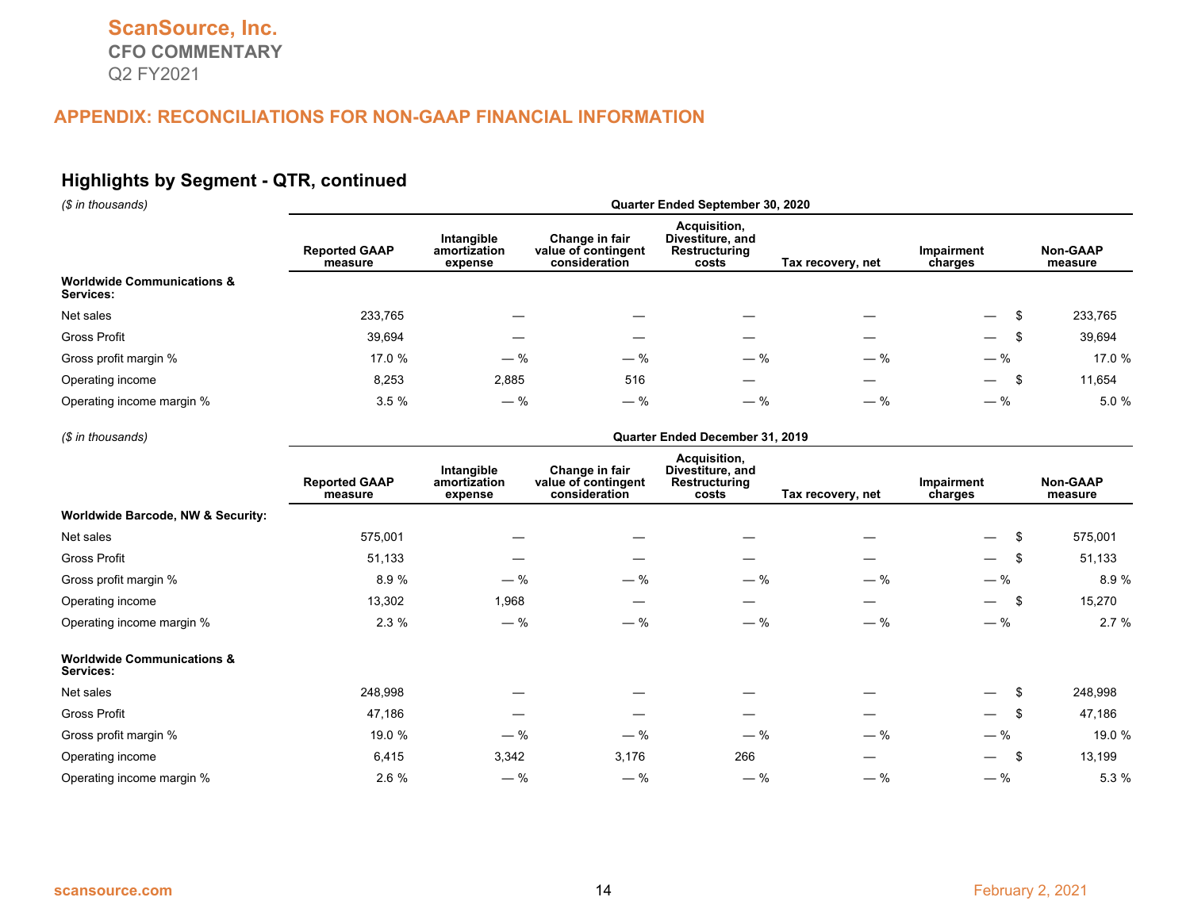ScanSource, Inc.
CFO COMMENTARY
Q2 FY2021

## APPENDIX: RECONCILIATIONS FOR NON-GAAP FINANCIAL INFORMATION

### Highlights by Segment - QTR, continued

*($ in thousands)*

| | Quarter Ended September 30, 2020 | | | | | | |
|---|---|---|---|---|---|---|---|
| | Reported GAAP measure | Intangible amortization expense | Change in fair value of contingent consideration | Acquisition, Divestiture, and Restructuring costs | Tax recovery, net | Impairment charges | Non-GAAP measure |
| **Worldwide Communications & Services:** | | | | | | | |
| Net sales | 233,765 | — | — | — | — | — | $ 233,765 |
| Gross Profit | 39,694 | — | — | — | — | — | $ 39,694 |
| Gross profit margin % | 17.0 % | — % | — % | — % | — % | — % | 17.0 % |
| Operating income | 8,253 | 2,885 | 516 | — | — | — | $ 11,654 |
| Operating income margin % | 3.5 % | — % | — % | — % | — % | — % | 5.0 % |

*($ in thousands)*

| | Quarter Ended December 31, 2019 | | | | | | |
|---|---|---|---|---|---|---|---|
| | Reported GAAP measure | Intangible amortization expense | Change in fair value of contingent consideration | Acquisition, Divestiture, and Restructuring costs | Tax recovery, net | Impairment charges | Non-GAAP measure |
| **Worldwide Barcode, NW & Security:** | | | | | | | |
| Net sales | 575,001 | — | — | — | — | — | $ 575,001 |
| Gross Profit | 51,133 | — | — | — | — | — | $ 51,133 |
| Gross profit margin % | 8.9 % | — % | — % | — % | — % | — % | 8.9 % |
| Operating income | 13,302 | 1,968 | — | — | — | — | $ 15,270 |
| Operating income margin % | 2.3 % | — % | — % | — % | — % | — % | 2.7 % |
| **Worldwide Communications & Services:** | | | | | | | |
| Net sales | 248,998 | — | — | — | — | — | $ 248,998 |
| Gross Profit | 47,186 | — | — | — | — | — | $ 47,186 |
| Gross profit margin % | 19.0 % | — % | — % | — % | — % | — % | 19.0 % |
| Operating income | 6,415 | 3,342 | 3,176 | 266 | — | — | $ 13,199 |
| Operating income margin % | 2.6 % | — % | — % | — % | — % | — % | 5.3 % |

scansource.com

February 2, 2021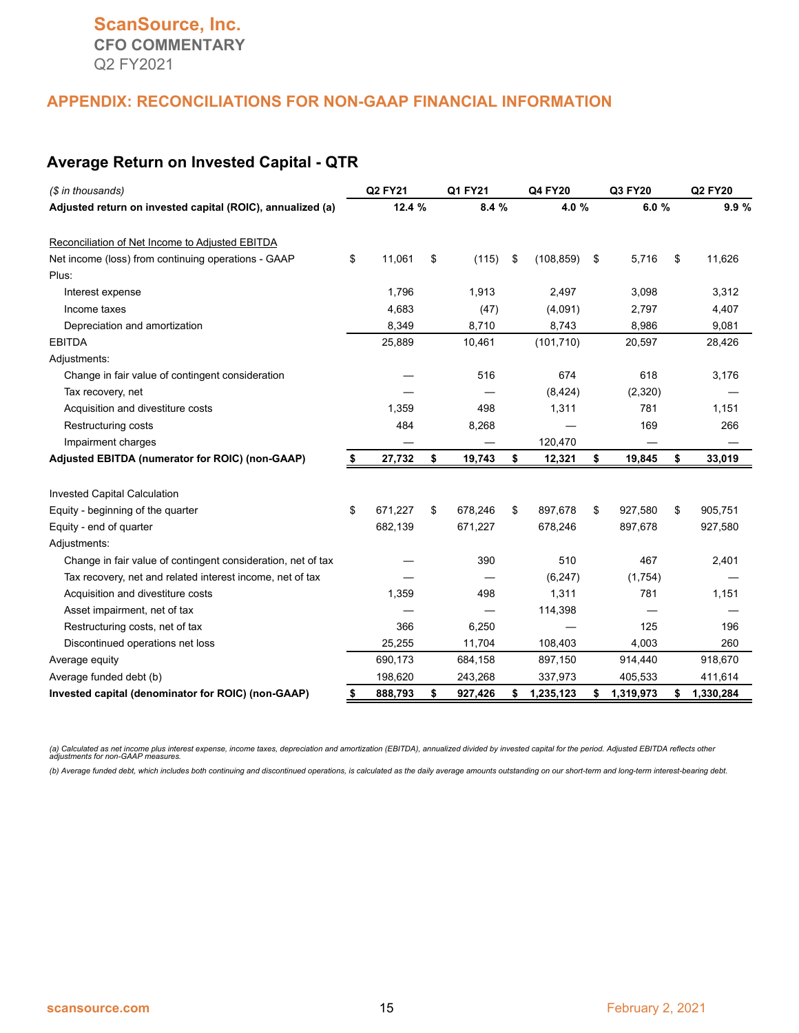ScanSource, Inc.
CFO COMMENTARY
Q2 FY2021

## APPENDIX: RECONCILIATIONS FOR NON-GAAP FINANCIAL INFORMATION

### Average Return on Invested Capital - QTR

| *($ in thousands)* | Q2 FY21 | Q1 FY21 | Q4 FY20 | Q3 FY20 | Q2 FY20 |
|---|---|---|---|---|---|
| **Adjusted return on invested capital (ROIC), annualized (a)** | **12.4 %** | **8.4 %** | **4.0 %** | **6.0 %** | **9.9 %** |
| | | | | | |
| Reconciliation of Net Income to Adjusted EBITDA | | | | | |
| Net income (loss) from continuing operations - GAAP | $ 11,061 | $ (115) | $ (108,859) | $ 5,716 | $ 11,626 |
| Plus: | | | | | |
| Interest expense | 1,796 | 1,913 | 2,497 | 3,098 | 3,312 |
| Income taxes | 4,683 | (47) | (4,091) | 2,797 | 4,407 |
| Depreciation and amortization | 8,349 | 8,710 | 8,743 | 8,986 | 9,081 |
| EBITDA | 25,889 | 10,461 | (101,710) | 20,597 | 28,426 |
| Adjustments: | | | | | |
| Change in fair value of contingent consideration | — | 516 | 674 | 618 | 3,176 |
| Tax recovery, net | — | — | (8,424) | (2,320) | — |
| Acquisition and divestiture costs | 1,359 | 498 | 1,311 | 781 | 1,151 |
| Restructuring costs | 484 | 8,268 | — | 169 | 266 |
| Impairment charges | — | — | 120,470 | — | — |
| **Adjusted EBITDA (numerator for ROIC) (non-GAAP)** | **$ 27,732** | **$ 19,743** | **$ 12,321** | **$ 19,845** | **$ 33,019** |
| | | | | | |
| Invested Capital Calculation | | | | | |
| Equity - beginning of the quarter | $ 671,227 | $ 678,246 | $ 897,678 | $ 927,580 | $ 905,751 |
| Equity - end of quarter | 682,139 | 671,227 | 678,246 | 897,678 | 927,580 |
| Adjustments: | | | | | |
| Change in fair value of contingent consideration, net of tax | — | 390 | 510 | 467 | 2,401 |
| Tax recovery, net and related interest income, net of tax | — | — | (6,247) | (1,754) | — |
| Acquisition and divestiture costs | 1,359 | 498 | 1,311 | 781 | 1,151 |
| Asset impairment, net of tax | — | — | 114,398 | — | — |
| Restructuring costs, net of tax | 366 | 6,250 | — | 125 | 196 |
| Discontinued operations net loss | 25,255 | 11,704 | 108,403 | 4,003 | 260 |
| Average equity | 690,173 | 684,158 | 897,150 | 914,440 | 918,670 |
| Average funded debt (b) | 198,620 | 243,268 | 337,973 | 405,533 | 411,614 |
| **Invested capital (denominator for ROIC) (non-GAAP)** | **$ 888,793** | **$ 927,426** | **$ 1,235,123** | **$ 1,319,973** | **$ 1,330,284** |

*(a) Calculated as net income plus interest expense, income taxes, depreciation and amortization (EBITDA), annualized divided by invested capital for the period. Adjusted EBITDA reflects other adjustments for non-GAAP measures.*

*(b) Average funded debt, which includes both continuing and discontinued operations, is calculated as the daily average amounts outstanding on our short-term and long-term interest-bearing debt.*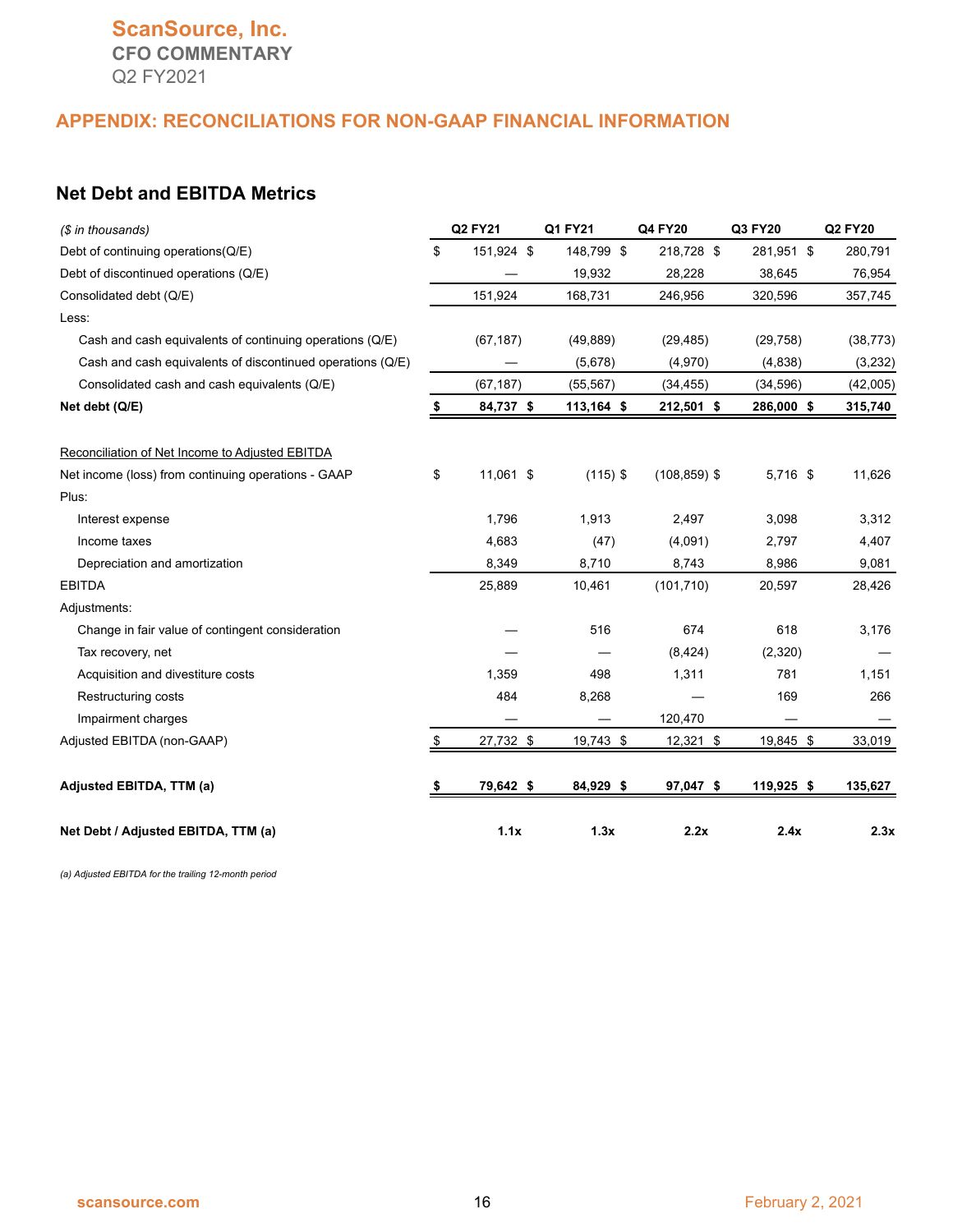# ScanSource, Inc.

**CFO COMMENTARY**

Q2 FY2021

## APPENDIX: RECONCILIATIONS FOR NON-GAAP FINANCIAL INFORMATION

### Net Debt and EBITDA Metrics

| *($ in thousands)* | Q2 FY21 | Q1 FY21 | Q4 FY20 | Q3 FY20 | Q2 FY20 |
|---|---|---|---|---|---|
| Debt of continuing operations(Q/E) | $ 151,924 | $ 148,799 | $ 218,728 | $ 281,951 | $ 280,791 |
| Debt of discontinued operations (Q/E) | — | 19,932 | 28,228 | 38,645 | 76,954 |
| Consolidated debt (Q/E) | 151,924 | 168,731 | 246,956 | 320,596 | 357,745 |
| Less: | | | | | |
| Cash and cash equivalents of continuing operations (Q/E) | (67,187) | (49,889) | (29,485) | (29,758) | (38,773) |
| Cash and cash equivalents of discontinued operations (Q/E) | — | (5,678) | (4,970) | (4,838) | (3,232) |
| Consolidated cash and cash equivalents (Q/E) | (67,187) | (55,567) | (34,455) | (34,596) | (42,005) |
| **Net debt (Q/E)** | **$ 84,737** | **$ 113,164** | **$ 212,501** | **$ 286,000** | **$ 315,740** |
| | | | | | |
| Reconciliation of Net Income to Adjusted EBITDA | | | | | |
| Net income (loss) from continuing operations - GAAP | $ 11,061 | $ (115) | $ (108,859) | $ 5,716 | $ 11,626 |
| Plus: | | | | | |
| Interest expense | 1,796 | 1,913 | 2,497 | 3,098 | 3,312 |
| Income taxes | 4,683 | (47) | (4,091) | 2,797 | 4,407 |
| Depreciation and amortization | 8,349 | 8,710 | 8,743 | 8,986 | 9,081 |
| EBITDA | 25,889 | 10,461 | (101,710) | 20,597 | 28,426 |
| Adjustments: | | | | | |
| Change in fair value of contingent consideration | — | 516 | 674 | 618 | 3,176 |
| Tax recovery, net | — | — | (8,424) | (2,320) | — |
| Acquisition and divestiture costs | 1,359 | 498 | 1,311 | 781 | 1,151 |
| Restructuring costs | 484 | 8,268 | — | 169 | 266 |
| Impairment charges | — | — | 120,470 | — | — |
| Adjusted EBITDA (non-GAAP) | $ 27,732 | $ 19,743 | $ 12,321 | $ 19,845 | $ 33,019 |
| | | | | | |
| **Adjusted EBITDA, TTM (a)** | **$ 79,642** | **$ 84,929** | **$ 97,047** | **$ 119,925** | **$ 135,627** |
| | | | | | |
| **Net Debt / Adjusted EBITDA, TTM (a)** | **1.1x** | **1.3x** | **2.2x** | **2.4x** | **2.3x** |

*(a) Adjusted EBITDA for the trailing 12-month period*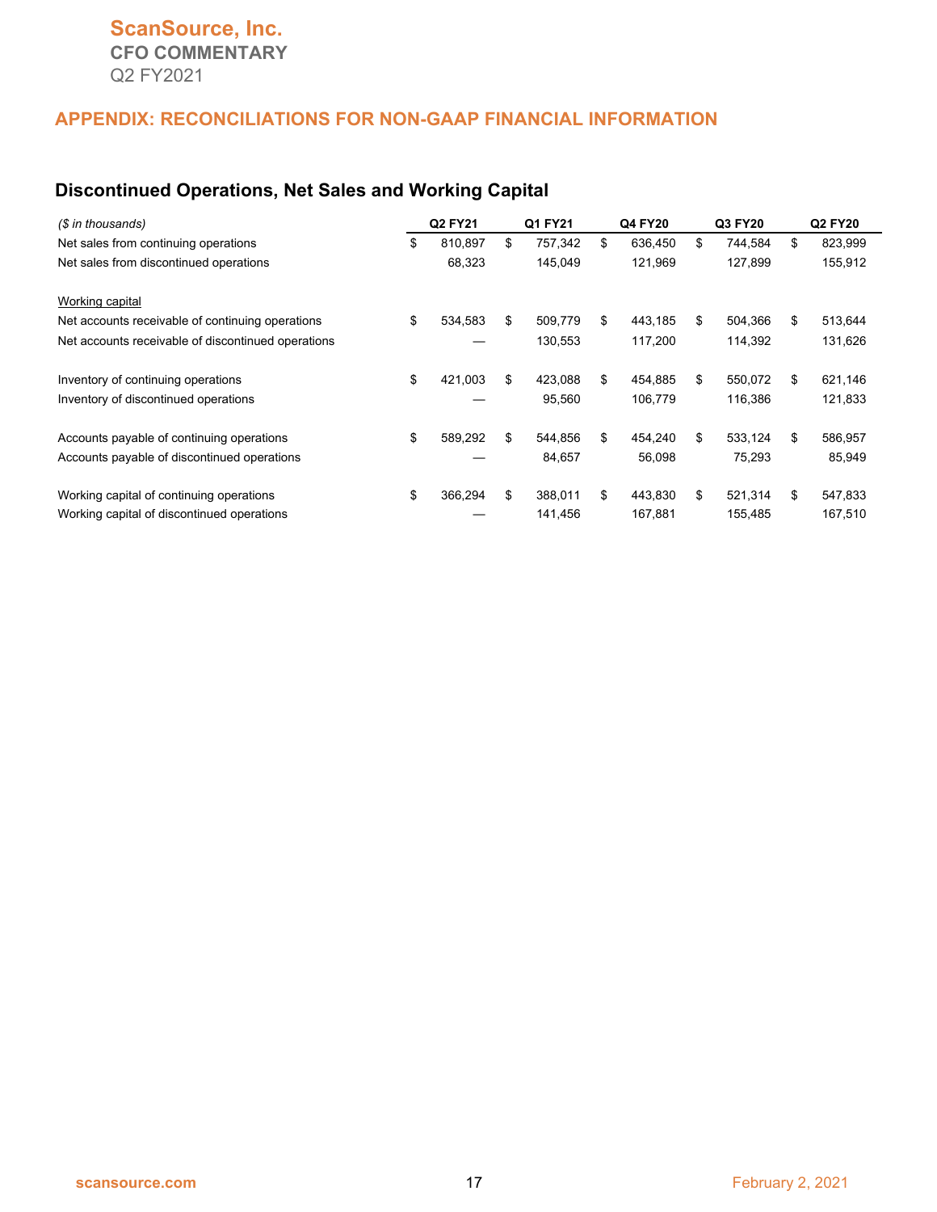# ScanSource, Inc.
## CFO COMMENTARY
Q2 FY2021

## APPENDIX: RECONCILIATIONS FOR NON-GAAP FINANCIAL INFORMATION

### Discontinued Operations, Net Sales and Working Capital

| *($ in thousands)* | Q2 FY21 | Q1 FY21 | Q4 FY20 | Q3 FY20 | Q2 FY20 |
|---|---|---|---|---|---|
| Net sales from continuing operations | $ 810,897 | $ 757,342 | $ 636,450 | $ 744,584 | $ 823,999 |
| Net sales from discontinued operations | 68,323 | 145,049 | 121,969 | 127,899 | 155,912 |
| | | | | | |
| Working capital | | | | | |
| Net accounts receivable of continuing operations | $ 534,583 | $ 509,779 | $ 443,185 | $ 504,366 | $ 513,644 |
| Net accounts receivable of discontinued operations | — | 130,553 | 117,200 | 114,392 | 131,626 |
| | | | | | |
| Inventory of continuing operations | $ 421,003 | $ 423,088 | $ 454,885 | $ 550,072 | $ 621,146 |
| Inventory of discontinued operations | — | 95,560 | 106,779 | 116,386 | 121,833 |
| | | | | | |
| Accounts payable of continuing operations | $ 589,292 | $ 544,856 | $ 454,240 | $ 533,124 | $ 586,957 |
| Accounts payable of discontinued operations | — | 84,657 | 56,098 | 75,293 | 85,949 |
| | | | | | |
| Working capital of continuing operations | $ 366,294 | $ 388,011 | $ 443,830 | $ 521,314 | $ 547,833 |
| Working capital of discontinued operations | — | 141,456 | 167,881 | 155,485 | 167,510 |

scansource.com

February 2, 2021